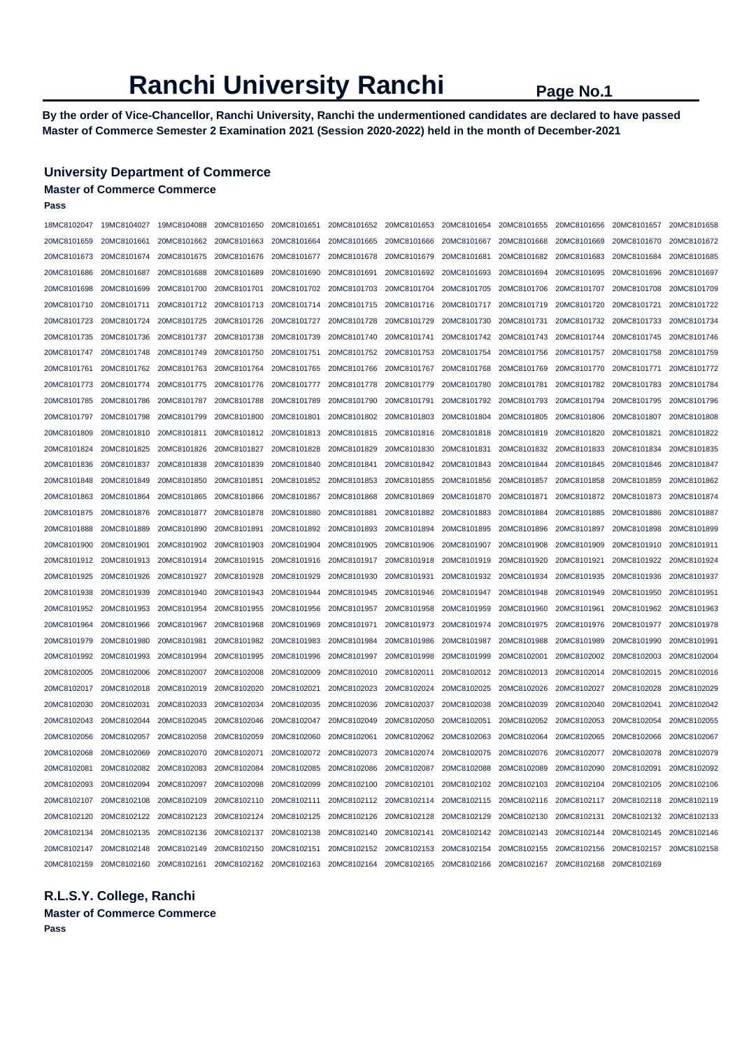# Ranchi University Ranchi

**By the order of Vice-Chancellor, Ranchi University, Ranchi the undermentioned candidates are declared to have passed Master of Commerce Semester 2 Examination 2021 (Session 2020-2022) held in the month of December-2021**

### University Department of Commerce

**Master of Commerce Commerce**

**Pass**

18MC8102047 19MC8104027 19MC8104088 20MC8101650 20MC8101651 20MC8101652 20MC8101653 20MC8101654 20MC8101655 20MC8101656 20MC8101657 20MC8101658
20MC8101659 20MC8101661 20MC8101662 20MC8101663 20MC8101664 20MC8101665 20MC8101666 20MC8101667 20MC8101668 20MC8101669 20MC8101670 20MC8101672
20MC8101673 20MC8101674 20MC8101675 20MC8101676 20MC8101677 20MC8101678 20MC8101679 20MC8101681 20MC8101682 20MC8101683 20MC8101684 20MC8101685
20MC8101686 20MC8101687 20MC8101688 20MC8101689 20MC8101690 20MC8101691 20MC8101692 20MC8101693 20MC8101694 20MC8101695 20MC8101696 20MC8101697
20MC8101698 20MC8101699 20MC8101700 20MC8101701 20MC8101702 20MC8101703 20MC8101704 20MC8101705 20MC8101706 20MC8101707 20MC8101708 20MC8101709
20MC8101710 20MC8101711 20MC8101712 20MC8101713 20MC8101714 20MC8101715 20MC8101716 20MC8101717 20MC8101719 20MC8101720 20MC8101721 20MC8101722
20MC8101723 20MC8101724 20MC8101725 20MC8101726 20MC8101727 20MC8101728 20MC8101729 20MC8101730 20MC8101731 20MC8101732 20MC8101733 20MC8101734
20MC8101735 20MC8101736 20MC8101737 20MC8101738 20MC8101739 20MC8101740 20MC8101741 20MC8101742 20MC8101743 20MC8101744 20MC8101745 20MC8101746
20MC8101747 20MC8101748 20MC8101749 20MC8101750 20MC8101751 20MC8101752 20MC8101753 20MC8101754 20MC8101756 20MC8101757 20MC8101758 20MC8101759
20MC8101761 20MC8101762 20MC8101763 20MC8101764 20MC8101765 20MC8101766 20MC8101767 20MC8101768 20MC8101769 20MC8101770 20MC8101771 20MC8101772
20MC8101773 20MC8101774 20MC8101775 20MC8101776 20MC8101777 20MC8101778 20MC8101779 20MC8101780 20MC8101781 20MC8101782 20MC8101783 20MC8101784
20MC8101785 20MC8101786 20MC8101787 20MC8101788 20MC8101789 20MC8101790 20MC8101791 20MC8101792 20MC8101793 20MC8101794 20MC8101795 20MC8101796
20MC8101797 20MC8101798 20MC8101799 20MC8101800 20MC8101801 20MC8101802 20MC8101803 20MC8101804 20MC8101805 20MC8101806 20MC8101807 20MC8101808
20MC8101809 20MC8101810 20MC8101811 20MC8101812 20MC8101813 20MC8101815 20MC8101816 20MC8101818 20MC8101819 20MC8101820 20MC8101821 20MC8101822
20MC8101824 20MC8101825 20MC8101826 20MC8101827 20MC8101828 20MC8101829 20MC8101830 20MC8101831 20MC8101832 20MC8101833 20MC8101834 20MC8101835
20MC8101836 20MC8101837 20MC8101838 20MC8101839 20MC8101840 20MC8101841 20MC8101842 20MC8101843 20MC8101844 20MC8101845 20MC8101846 20MC8101847
20MC8101848 20MC8101849 20MC8101850 20MC8101851 20MC8101852 20MC8101853 20MC8101855 20MC8101856 20MC8101857 20MC8101858 20MC8101859 20MC8101862
20MC8101863 20MC8101864 20MC8101865 20MC8101866 20MC8101867 20MC8101868 20MC8101869 20MC8101870 20MC8101871 20MC8101872 20MC8101873 20MC8101874
20MC8101875 20MC8101876 20MC8101877 20MC8101878 20MC8101880 20MC8101881 20MC8101882 20MC8101883 20MC8101884 20MC8101885 20MC8101886 20MC8101887
20MC8101888 20MC8101889 20MC8101890 20MC8101891 20MC8101892 20MC8101893 20MC8101894 20MC8101895 20MC8101896 20MC8101897 20MC8101898 20MC8101899
20MC8101900 20MC8101901 20MC8101902 20MC8101903 20MC8101904 20MC8101905 20MC8101906 20MC8101907 20MC8101908 20MC8101909 20MC8101910 20MC8101911
20MC8101912 20MC8101913 20MC8101914 20MC8101915 20MC8101916 20MC8101917 20MC8101918 20MC8101919 20MC8101920 20MC8101921 20MC8101922 20MC8101924
20MC8101925 20MC8101926 20MC8101927 20MC8101928 20MC8101929 20MC8101930 20MC8101931 20MC8101932 20MC8101934 20MC8101935 20MC8101936 20MC8101937
20MC8101938 20MC8101939 20MC8101940 20MC8101943 20MC8101944 20MC8101945 20MC8101946 20MC8101947 20MC8101948 20MC8101949 20MC8101950 20MC8101951
20MC8101952 20MC8101953 20MC8101954 20MC8101955 20MC8101956 20MC8101957 20MC8101958 20MC8101959 20MC8101960 20MC8101961 20MC8101962 20MC8101963
20MC8101964 20MC8101966 20MC8101967 20MC8101968 20MC8101969 20MC8101971 20MC8101973 20MC8101974 20MC8101975 20MC8101976 20MC8101977 20MC8101978
20MC8101979 20MC8101980 20MC8101981 20MC8101982 20MC8101983 20MC8101984 20MC8101986 20MC8101987 20MC8101988 20MC8101989 20MC8101990 20MC8101991
20MC8101992 20MC8101993 20MC8101994 20MC8101995 20MC8101996 20MC8101997 20MC8101998 20MC8101999 20MC8102001 20MC8102002 20MC8102003 20MC8102004
20MC8102005 20MC8102006 20MC8102007 20MC8102008 20MC8102009 20MC8102010 20MC8102011 20MC8102012 20MC8102013 20MC8102014 20MC8102015 20MC8102016
20MC8102017 20MC8102018 20MC8102019 20MC8102020 20MC8102021 20MC8102023 20MC8102024 20MC8102025 20MC8102026 20MC8102027 20MC8102028 20MC8102029
20MC8102030 20MC8102031 20MC8102033 20MC8102034 20MC8102035 20MC8102036 20MC8102037 20MC8102038 20MC8102039 20MC8102040 20MC8102041 20MC8102042
20MC8102043 20MC8102044 20MC8102045 20MC8102046 20MC8102047 20MC8102049 20MC8102050 20MC8102051 20MC8102052 20MC8102053 20MC8102054 20MC8102055
20MC8102056 20MC8102057 20MC8102058 20MC8102059 20MC8102060 20MC8102061 20MC8102062 20MC8102063 20MC8102064 20MC8102065 20MC8102066 20MC8102067
20MC8102068 20MC8102069 20MC8102070 20MC8102071 20MC8102072 20MC8102073 20MC8102074 20MC8102075 20MC8102076 20MC8102077 20MC8102078 20MC8102079
20MC8102081 20MC8102082 20MC8102083 20MC8102084 20MC8102085 20MC8102086 20MC8102087 20MC8102088 20MC8102089 20MC8102090 20MC8102091 20MC8102092
20MC8102093 20MC8102094 20MC8102097 20MC8102098 20MC8102099 20MC8102100 20MC8102101 20MC8102102 20MC8102103 20MC8102104 20MC8102105 20MC8102106
20MC8102107 20MC8102108 20MC8102109 20MC8102110 20MC8102111 20MC8102112 20MC8102114 20MC8102115 20MC8102116 20MC8102117 20MC8102118 20MC8102119
20MC8102120 20MC8102122 20MC8102123 20MC8102124 20MC8102125 20MC8102126 20MC8102128 20MC8102129 20MC8102130 20MC8102131 20MC8102132 20MC8102133
20MC8102134 20MC8102135 20MC8102136 20MC8102137 20MC8102138 20MC8102140 20MC8102141 20MC8102142 20MC8102143 20MC8102144 20MC8102145 20MC8102146
20MC8102147 20MC8102148 20MC8102149 20MC8102150 20MC8102151 20MC8102152 20MC8102153 20MC8102154 20MC8102155 20MC8102156 20MC8102157 20MC8102158
20MC8102159 20MC8102160 20MC8102161 20MC8102162 20MC8102163 20MC8102164 20MC8102165 20MC8102166 20MC8102167 20MC8102168 20MC8102169

### R.L.S.Y. College, Ranchi

**Master of Commerce Commerce**

**Pass**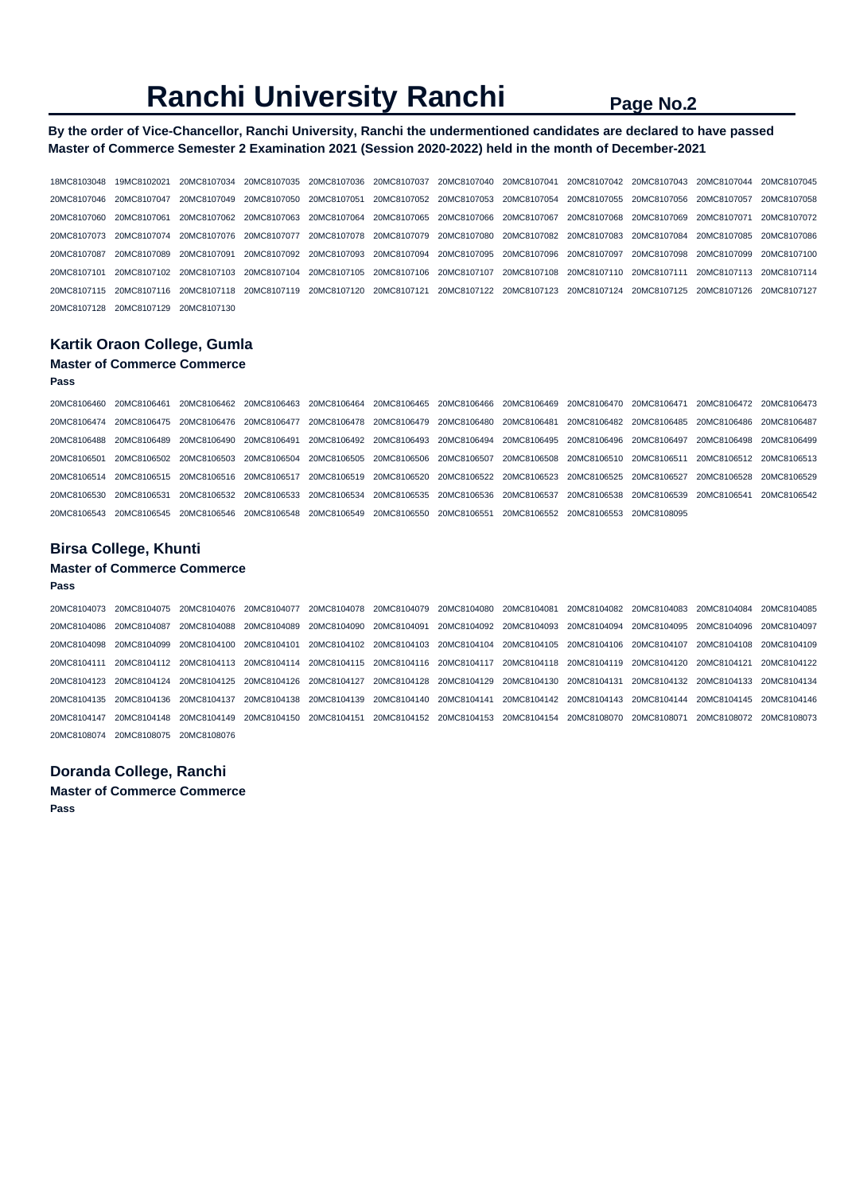# Ranchi University Ranchi

**By the order of Vice-Chancellor, Ranchi University, Ranchi the undermentioned candidates are declared to have passed Master of Commerce Semester 2 Examination 2021 (Session 2020-2022) held in the month of December-2021**

18MC8103048 19MC8102021 20MC8107034 20MC8107035 20MC8107036 20MC8107037 20MC8107040 20MC8107041 20MC8107042 20MC8107043 20MC8107044 20MC8107045
20MC8107046 20MC8107047 20MC8107049 20MC8107050 20MC8107051 20MC8107052 20MC8107053 20MC8107054 20MC8107055 20MC8107056 20MC8107057 20MC8107058
20MC8107060 20MC8107061 20MC8107062 20MC8107063 20MC8107064 20MC8107065 20MC8107066 20MC8107067 20MC8107068 20MC8107069 20MC8107071 20MC8107072
20MC8107073 20MC8107074 20MC8107076 20MC8107077 20MC8107078 20MC8107079 20MC8107080 20MC8107082 20MC8107083 20MC8107084 20MC8107085 20MC8107086
20MC8107087 20MC8107089 20MC8107091 20MC8107092 20MC8107093 20MC8107094 20MC8107095 20MC8107096 20MC8107097 20MC8107098 20MC8107099 20MC8107100
20MC8107101 20MC8107102 20MC8107103 20MC8107104 20MC8107105 20MC8107106 20MC8107107 20MC8107108 20MC8107110 20MC8107111 20MC8107113 20MC8107114
20MC8107115 20MC8107116 20MC8107118 20MC8107119 20MC8107120 20MC8107121 20MC8107122 20MC8107123 20MC8107124 20MC8107125 20MC8107126 20MC8107127
20MC8107128 20MC8107129 20MC8107130

## Kartik Oraon College, Gumla

### Master of Commerce Commerce

**Pass**

20MC8106460 20MC8106461 20MC8106462 20MC8106463 20MC8106464 20MC8106465 20MC8106466 20MC8106469 20MC8106470 20MC8106471 20MC8106472 20MC8106473
20MC8106474 20MC8106475 20MC8106476 20MC8106477 20MC8106478 20MC8106479 20MC8106480 20MC8106481 20MC8106482 20MC8106485 20MC8106486 20MC8106487
20MC8106488 20MC8106489 20MC8106490 20MC8106491 20MC8106492 20MC8106493 20MC8106494 20MC8106495 20MC8106496 20MC8106497 20MC8106498 20MC8106499
20MC8106501 20MC8106502 20MC8106503 20MC8106504 20MC8106505 20MC8106506 20MC8106507 20MC8106508 20MC8106510 20MC8106511 20MC8106512 20MC8106513
20MC8106514 20MC8106515 20MC8106516 20MC8106517 20MC8106519 20MC8106520 20MC8106522 20MC8106523 20MC8106525 20MC8106527 20MC8106528 20MC8106529
20MC8106530 20MC8106531 20MC8106532 20MC8106533 20MC8106534 20MC8106535 20MC8106536 20MC8106537 20MC8106538 20MC8106539 20MC8106541 20MC8106542
20MC8106543 20MC8106545 20MC8106546 20MC8106548 20MC8106549 20MC8106550 20MC8106551 20MC8106552 20MC8106553 20MC8108095

## Birsa College, Khunti

### Master of Commerce Commerce

**Pass**

20MC8104073 20MC8104075 20MC8104076 20MC8104077 20MC8104078 20MC8104079 20MC8104080 20MC8104081 20MC8104082 20MC8104083 20MC8104084 20MC8104085
20MC8104086 20MC8104087 20MC8104088 20MC8104089 20MC8104090 20MC8104091 20MC8104092 20MC8104093 20MC8104094 20MC8104095 20MC8104096 20MC8104097
20MC8104098 20MC8104099 20MC8104100 20MC8104101 20MC8104102 20MC8104103 20MC8104104 20MC8104105 20MC8104106 20MC8104107 20MC8104108 20MC8104109
20MC8104111 20MC8104112 20MC8104113 20MC8104114 20MC8104115 20MC8104116 20MC8104117 20MC8104118 20MC8104119 20MC8104120 20MC8104121 20MC8104122
20MC8104123 20MC8104124 20MC8104125 20MC8104126 20MC8104127 20MC8104128 20MC8104129 20MC8104130 20MC8104131 20MC8104132 20MC8104133 20MC8104134
20MC8104135 20MC8104136 20MC8104137 20MC8104138 20MC8104139 20MC8104140 20MC8104141 20MC8104142 20MC8104143 20MC8104144 20MC8104145 20MC8104146
20MC8104147 20MC8104148 20MC8104149 20MC8104150 20MC8104151 20MC8104152 20MC8104153 20MC8104154 20MC8108070 20MC8108071 20MC8108072 20MC8108073
20MC8108074 20MC8108075 20MC8108076

## Doranda College, Ranchi

### Master of Commerce Commerce

**Pass**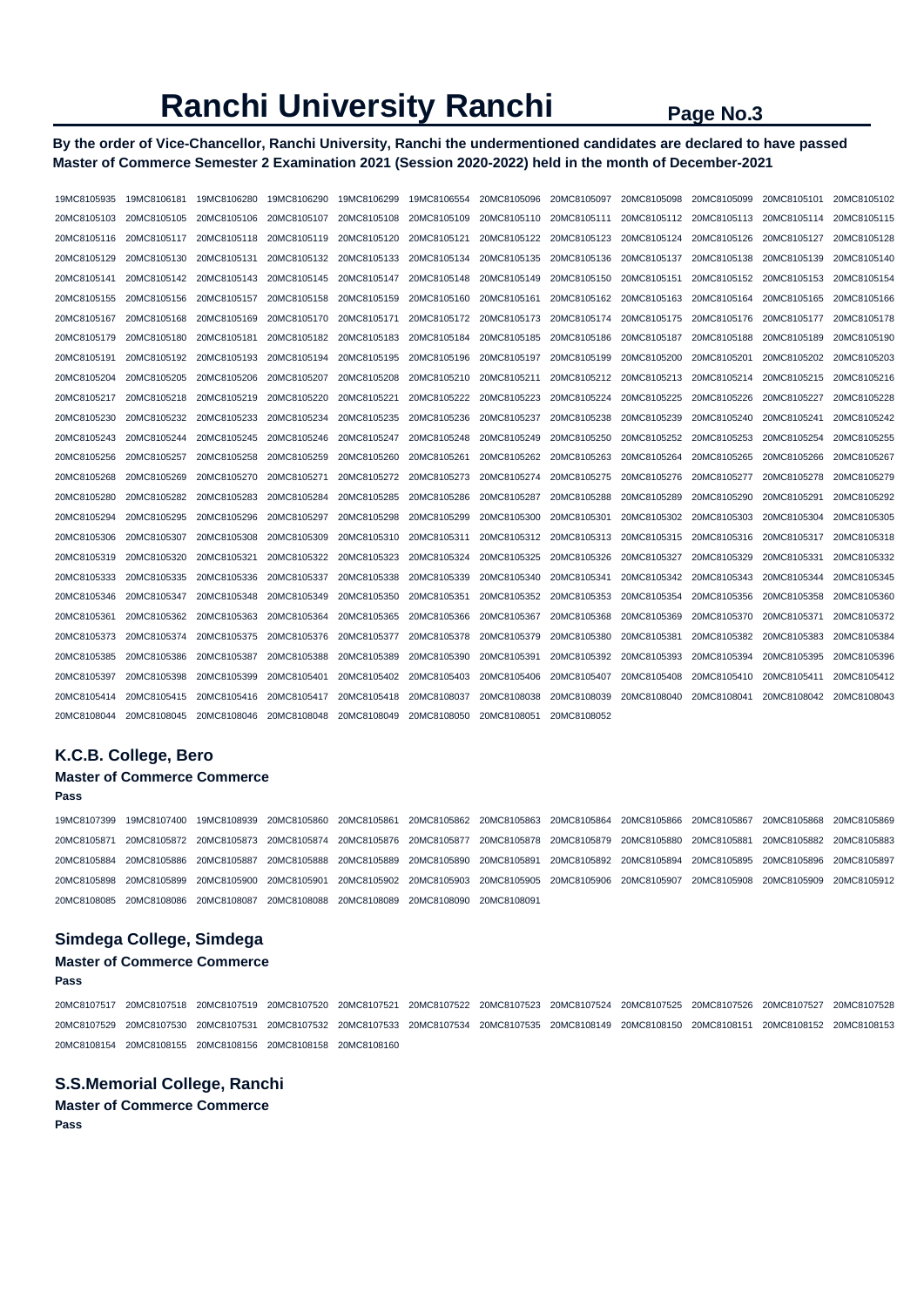# Ranchi University Ranchi

**By the order of Vice-Chancellor, Ranchi University, Ranchi the undermentioned candidates are declared to have passed Master of Commerce Semester 2 Examination 2021 (Session 2020-2022) held in the month of December-2021**

19MC8105935 19MC8106181 19MC8106280 19MC8106290 19MC8106299 19MC8106554 20MC8105096 20MC8105097 20MC8105098 20MC8105099 20MC8105101 20MC8105102
20MC8105103 20MC8105105 20MC8105106 20MC8105107 20MC8105108 20MC8105109 20MC8105110 20MC8105111 20MC8105112 20MC8105113 20MC8105114 20MC8105115
20MC8105116 20MC8105117 20MC8105118 20MC8105119 20MC8105120 20MC8105121 20MC8105122 20MC8105123 20MC8105124 20MC8105126 20MC8105127 20MC8105128
20MC8105129 20MC8105130 20MC8105131 20MC8105132 20MC8105133 20MC8105134 20MC8105135 20MC8105136 20MC8105137 20MC8105138 20MC8105139 20MC8105140
20MC8105141 20MC8105142 20MC8105143 20MC8105145 20MC8105147 20MC8105148 20MC8105149 20MC8105150 20MC8105151 20MC8105152 20MC8105153 20MC8105154
20MC8105155 20MC8105156 20MC8105157 20MC8105158 20MC8105159 20MC8105160 20MC8105161 20MC8105162 20MC8105163 20MC8105164 20MC8105165 20MC8105166
20MC8105167 20MC8105168 20MC8105169 20MC8105170 20MC8105171 20MC8105172 20MC8105173 20MC8105174 20MC8105175 20MC8105176 20MC8105177 20MC8105178
20MC8105179 20MC8105180 20MC8105181 20MC8105182 20MC8105183 20MC8105184 20MC8105185 20MC8105186 20MC8105187 20MC8105188 20MC8105189 20MC8105190
20MC8105191 20MC8105192 20MC8105193 20MC8105194 20MC8105195 20MC8105196 20MC8105197 20MC8105199 20MC8105200 20MC8105201 20MC8105202 20MC8105203
20MC8105204 20MC8105205 20MC8105206 20MC8105207 20MC8105208 20MC8105210 20MC8105211 20MC8105212 20MC8105213 20MC8105214 20MC8105215 20MC8105216
20MC8105217 20MC8105218 20MC8105219 20MC8105220 20MC8105221 20MC8105222 20MC8105223 20MC8105224 20MC8105225 20MC8105226 20MC8105227 20MC8105228
20MC8105230 20MC8105232 20MC8105233 20MC8105234 20MC8105235 20MC8105236 20MC8105237 20MC8105238 20MC8105239 20MC8105240 20MC8105241 20MC8105242
20MC8105243 20MC8105244 20MC8105245 20MC8105246 20MC8105247 20MC8105248 20MC8105249 20MC8105250 20MC8105252 20MC8105253 20MC8105254 20MC8105255
20MC8105256 20MC8105257 20MC8105258 20MC8105259 20MC8105260 20MC8105261 20MC8105262 20MC8105263 20MC8105264 20MC8105265 20MC8105266 20MC8105267
20MC8105268 20MC8105269 20MC8105270 20MC8105271 20MC8105272 20MC8105273 20MC8105274 20MC8105275 20MC8105276 20MC8105277 20MC8105278 20MC8105279
20MC8105280 20MC8105282 20MC8105283 20MC8105284 20MC8105285 20MC8105286 20MC8105287 20MC8105288 20MC8105289 20MC8105290 20MC8105291 20MC8105292
20MC8105294 20MC8105295 20MC8105296 20MC8105297 20MC8105298 20MC8105299 20MC8105300 20MC8105301 20MC8105302 20MC8105303 20MC8105304 20MC8105305
20MC8105306 20MC8105307 20MC8105308 20MC8105309 20MC8105310 20MC8105311 20MC8105312 20MC8105313 20MC8105315 20MC8105316 20MC8105317 20MC8105318
20MC8105319 20MC8105320 20MC8105321 20MC8105322 20MC8105323 20MC8105324 20MC8105325 20MC8105326 20MC8105327 20MC8105329 20MC8105331 20MC8105332
20MC8105333 20MC8105335 20MC8105336 20MC8105337 20MC8105338 20MC8105339 20MC8105340 20MC8105341 20MC8105342 20MC8105343 20MC8105344 20MC8105345
20MC8105346 20MC8105347 20MC8105348 20MC8105349 20MC8105350 20MC8105351 20MC8105352 20MC8105353 20MC8105354 20MC8105356 20MC8105358 20MC8105360
20MC8105361 20MC8105362 20MC8105363 20MC8105364 20MC8105365 20MC8105366 20MC8105367 20MC8105368 20MC8105369 20MC8105370 20MC8105371 20MC8105372
20MC8105373 20MC8105374 20MC8105375 20MC8105376 20MC8105377 20MC8105378 20MC8105379 20MC8105380 20MC8105381 20MC8105382 20MC8105383 20MC8105384
20MC8105385 20MC8105386 20MC8105387 20MC8105388 20MC8105389 20MC8105390 20MC8105391 20MC8105392 20MC8105393 20MC8105394 20MC8105395 20MC8105396
20MC8105397 20MC8105398 20MC8105399 20MC8105401 20MC8105402 20MC8105403 20MC8105406 20MC8105407 20MC8105408 20MC8105410 20MC8105411 20MC8105412
20MC8105414 20MC8105415 20MC8105416 20MC8105417 20MC8105418 20MC8108037 20MC8108038 20MC8108039 20MC8108040 20MC8108041 20MC8108042 20MC8108043
20MC8108044 20MC8108045 20MC8108046 20MC8108048 20MC8108049 20MC8108050 20MC8108051 20MC8108052

## K.C.B. College, Bero

### Master of Commerce Commerce

**Pass**

19MC8107399 19MC8107400 19MC8108939 20MC8105860 20MC8105861 20MC8105862 20MC8105863 20MC8105864 20MC8105866 20MC8105867 20MC8105868 20MC8105869
20MC8105871 20MC8105872 20MC8105873 20MC8105874 20MC8105876 20MC8105877 20MC8105878 20MC8105879 20MC8105880 20MC8105881 20MC8105882 20MC8105883
20MC8105884 20MC8105886 20MC8105887 20MC8105888 20MC8105889 20MC8105890 20MC8105891 20MC8105892 20MC8105894 20MC8105895 20MC8105896 20MC8105897
20MC8105898 20MC8105899 20MC8105900 20MC8105901 20MC8105902 20MC8105903 20MC8105905 20MC8105906 20MC8105907 20MC8105908 20MC8105909 20MC8105912
20MC8108085 20MC8108086 20MC8108087 20MC8108088 20MC8108089 20MC8108090 20MC8108091

## Simdega College, Simdega

### Master of Commerce Commerce

**Pass**

20MC8107517 20MC8107518 20MC8107519 20MC8107520 20MC8107521 20MC8107522 20MC8107523 20MC8107524 20MC8107525 20MC8107526 20MC8107527 20MC8107528
20MC8107529 20MC8107530 20MC8107531 20MC8107532 20MC8107533 20MC8107534 20MC8107535 20MC8108149 20MC8108150 20MC8108151 20MC8108152 20MC8108153
20MC8108154 20MC8108155 20MC8108156 20MC8108158 20MC8108160

## S.S.Memorial College, Ranchi

### Master of Commerce Commerce

**Pass**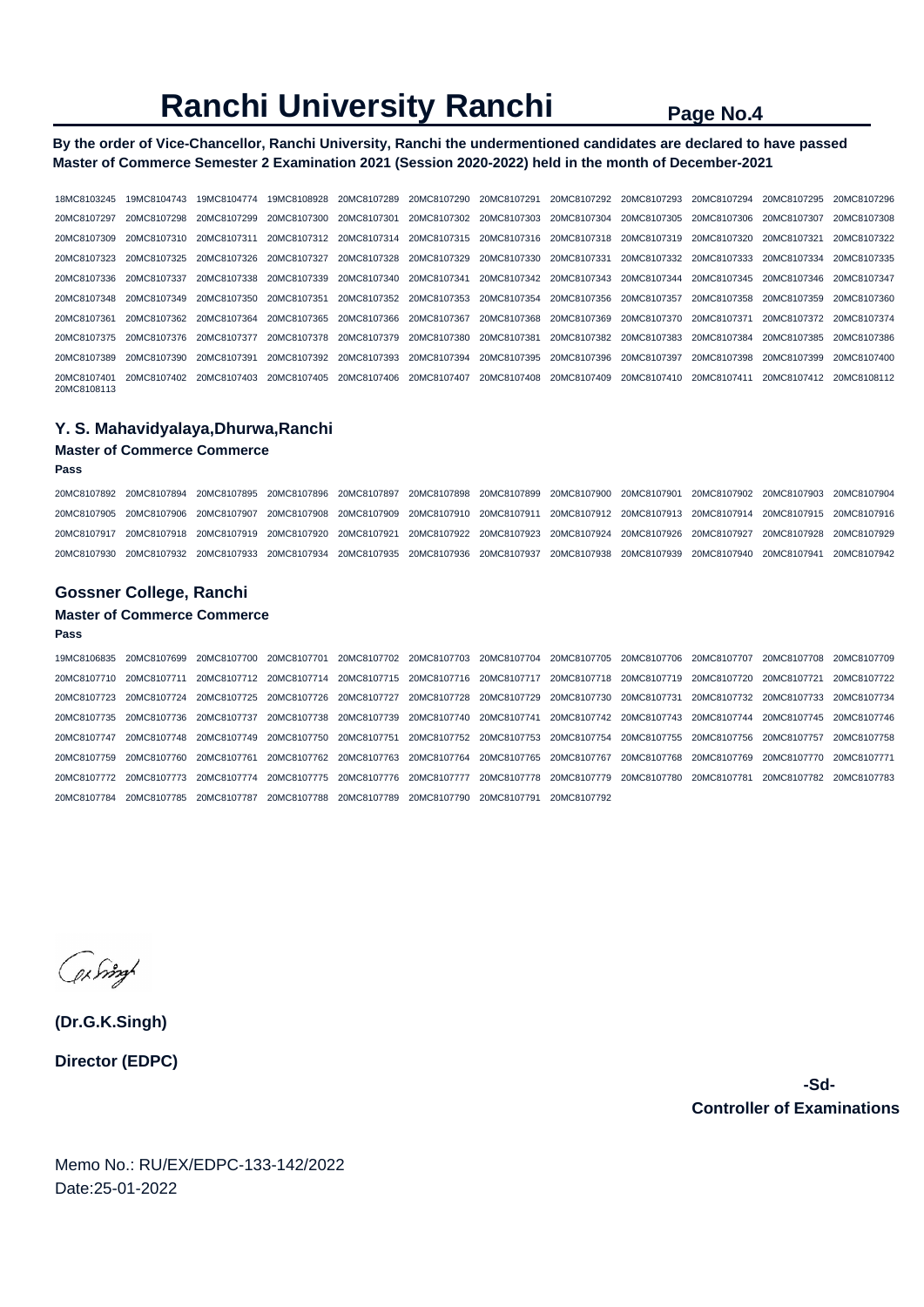# Ranchi University Ranchi

**By the order of Vice-Chancellor, Ranchi University, Ranchi the undermentioned candidates are declared to have passed Master of Commerce Semester 2 Examination 2021 (Session 2020-2022) held in the month of December-2021**

18MC8103245 19MC8104743 19MC8104774 19MC8108928 20MC8107289 20MC8107290 20MC8107291 20MC8107292 20MC8107293 20MC8107294 20MC8107295 20MC8107296
20MC8107297 20MC8107298 20MC8107299 20MC8107300 20MC8107301 20MC8107302 20MC8107303 20MC8107304 20MC8107305 20MC8107306 20MC8107307 20MC8107308
20MC8107309 20MC8107310 20MC8107311 20MC8107312 20MC8107314 20MC8107315 20MC8107316 20MC8107318 20MC8107319 20MC8107320 20MC8107321 20MC8107322
20MC8107323 20MC8107325 20MC8107326 20MC8107327 20MC8107328 20MC8107329 20MC8107330 20MC8107331 20MC8107332 20MC8107333 20MC8107334 20MC8107335
20MC8107336 20MC8107337 20MC8107338 20MC8107339 20MC8107340 20MC8107341 20MC8107342 20MC8107343 20MC8107344 20MC8107345 20MC8107346 20MC8107347
20MC8107348 20MC8107349 20MC8107350 20MC8107351 20MC8107352 20MC8107353 20MC8107354 20MC8107356 20MC8107357 20MC8107358 20MC8107359 20MC8107360
20MC8107361 20MC8107362 20MC8107364 20MC8107365 20MC8107366 20MC8107367 20MC8107368 20MC8107369 20MC8107370 20MC8107371 20MC8107372 20MC8107374
20MC8107375 20MC8107376 20MC8107377 20MC8107378 20MC8107379 20MC8107380 20MC8107381 20MC8107382 20MC8107383 20MC8107384 20MC8107385 20MC8107386
20MC8107389 20MC8107390 20MC8107391 20MC8107392 20MC8107393 20MC8107394 20MC8107395 20MC8107396 20MC8107397 20MC8107398 20MC8107399 20MC8107400
20MC8107401 20MC8107402 20MC8107403 20MC8107405 20MC8107406 20MC8107407 20MC8107408 20MC8107409 20MC8107410 20MC8107411 20MC8107412 20MC8108112
20MC8108113

## Y. S. Mahavidyalaya,Dhurwa,Ranchi

### Master of Commerce Commerce

**Pass**

20MC8107892 20MC8107894 20MC8107895 20MC8107896 20MC8107897 20MC8107898 20MC8107899 20MC8107900 20MC8107901 20MC8107902 20MC8107903 20MC8107904
20MC8107905 20MC8107906 20MC8107907 20MC8107908 20MC8107909 20MC8107910 20MC8107911 20MC8107912 20MC8107913 20MC8107914 20MC8107915 20MC8107916
20MC8107917 20MC8107918 20MC8107919 20MC8107920 20MC8107921 20MC8107922 20MC8107923 20MC8107924 20MC8107926 20MC8107927 20MC8107928 20MC8107929
20MC8107930 20MC8107932 20MC8107933 20MC8107934 20MC8107935 20MC8107936 20MC8107937 20MC8107938 20MC8107939 20MC8107940 20MC8107941 20MC8107942

## Gossner College, Ranchi

### Master of Commerce Commerce

**Pass**

19MC8106835 20MC8107699 20MC8107700 20MC8107701 20MC8107702 20MC8107703 20MC8107704 20MC8107705 20MC8107706 20MC8107707 20MC8107708 20MC8107709
20MC8107710 20MC8107711 20MC8107712 20MC8107714 20MC8107715 20MC8107716 20MC8107717 20MC8107718 20MC8107719 20MC8107720 20MC8107721 20MC8107722
20MC8107723 20MC8107724 20MC8107725 20MC8107726 20MC8107727 20MC8107728 20MC8107729 20MC8107730 20MC8107731 20MC8107732 20MC8107733 20MC8107734
20MC8107735 20MC8107736 20MC8107737 20MC8107738 20MC8107739 20MC8107740 20MC8107741 20MC8107742 20MC8107743 20MC8107744 20MC8107745 20MC8107746
20MC8107747 20MC8107748 20MC8107749 20MC8107750 20MC8107751 20MC8107752 20MC8107753 20MC8107754 20MC8107755 20MC8107756 20MC8107757 20MC8107758
20MC8107759 20MC8107760 20MC8107761 20MC8107762 20MC8107763 20MC8107764 20MC8107765 20MC8107767 20MC8107768 20MC8107769 20MC8107770 20MC8107771
20MC8107772 20MC8107773 20MC8107774 20MC8107775 20MC8107776 20MC8107777 20MC8107778 20MC8107779 20MC8107780 20MC8107781 20MC8107782 20MC8107783
20MC8107784 20MC8107785 20MC8107787 20MC8107788 20MC8107789 20MC8107790 20MC8107791 20MC8107792

**(Dr.G.K.Singh)**

**Director (EDPC)**

**-Sd-**

**Controller of Examinations**

Memo No.: RU/EX/EDPC-133-142/2022

Date:25-01-2022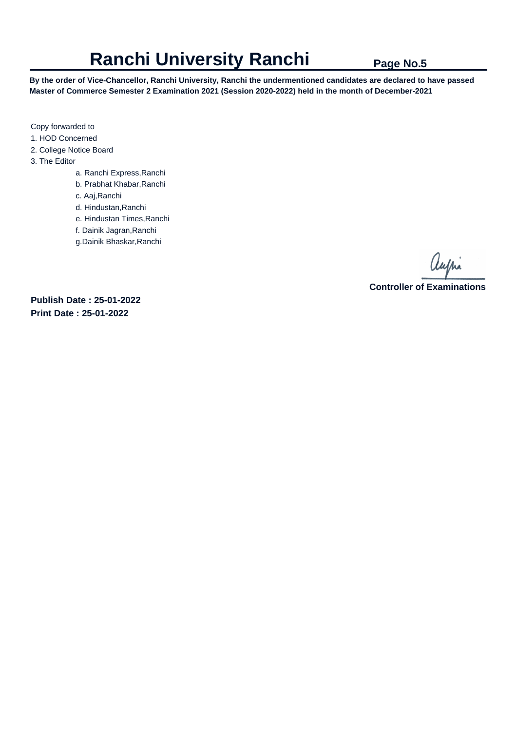# Ranchi University Ranchi

**By the order of Vice-Chancellor, Ranchi University, Ranchi the undermentioned candidates are declared to have passed Master of Commerce Semester 2 Examination 2021 (Session 2020-2022) held in the month of December-2021**

Copy forwarded to

1. HOD Concerned
2. College Notice Board
3. The Editor
   - a. Ranchi Express,Ranchi
   - b. Prabhat Khabar,Ranchi
   - c. Aaj,Ranchi
   - d. Hindustan,Ranchi
   - e. Hindustan Times,Ranchi
   - f. Dainik Jagran,Ranchi
   - g.Dainik Bhaskar,Ranchi

**Controller of Examinations**

**Publish Date : 25-01-2022**

**Print Date : 25-01-2022**